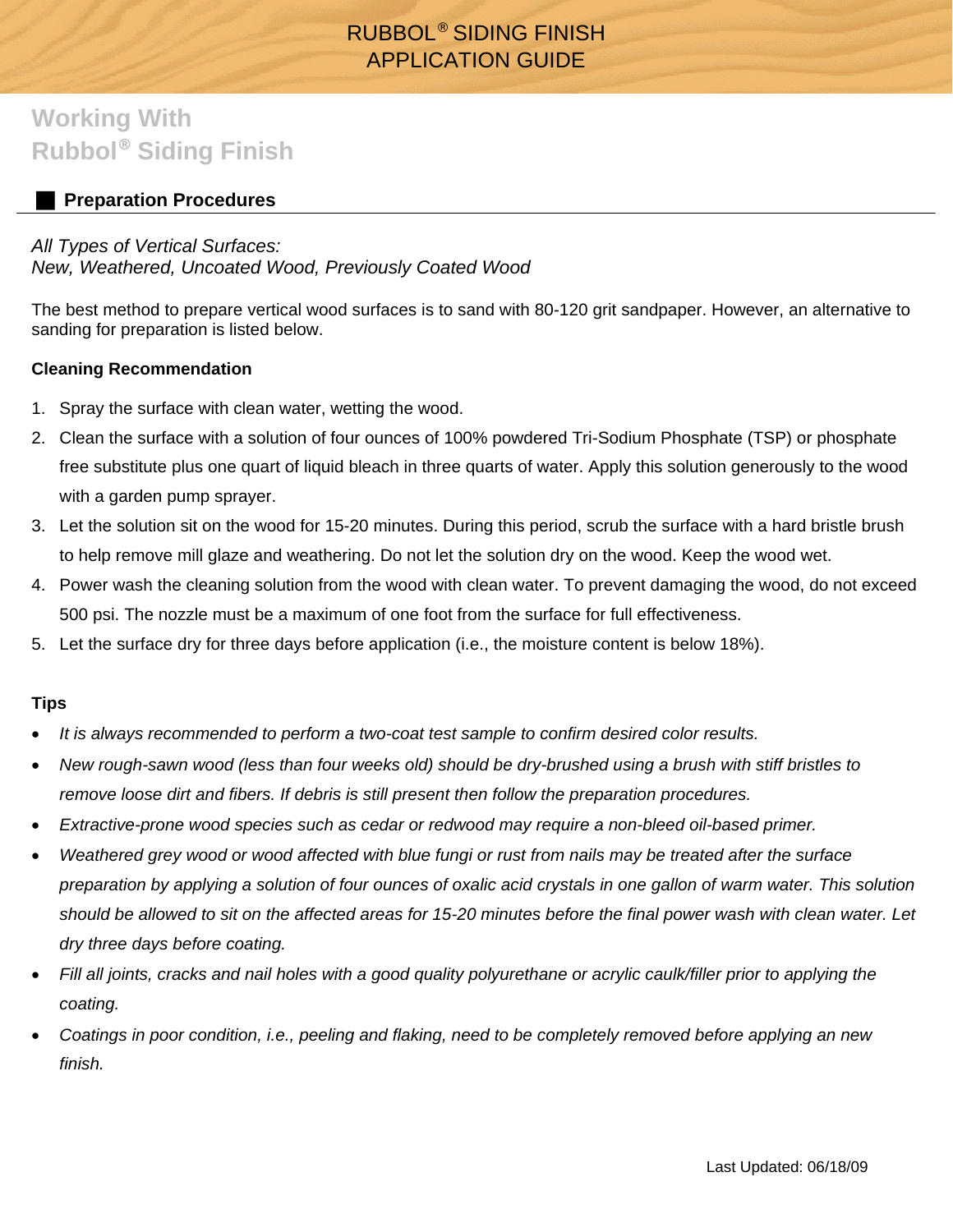# RUBBOL® SIDING FINISH APPLICATION GUIDE

## Working With Rubbol® Siding Finish

### Preparation Procedures

*All Types of Vertical Surfaces:*
*New, Weathered, Uncoated Wood, Previously Coated Wood*

The best method to prepare vertical wood surfaces is to sand with 80-120 grit sandpaper. However, an alternative to sanding for preparation is listed below.

**Cleaning Recommendation**

1. Spray the surface with clean water, wetting the wood.
2. Clean the surface with a solution of four ounces of 100% powdered Tri-Sodium Phosphate (TSP) or phosphate free substitute plus one quart of liquid bleach in three quarts of water. Apply this solution generously to the wood with a garden pump sprayer.
3. Let the solution sit on the wood for 15-20 minutes. During this period, scrub the surface with a hard bristle brush to help remove mill glaze and weathering. Do not let the solution dry on the wood. Keep the wood wet.
4. Power wash the cleaning solution from the wood with clean water. To prevent damaging the wood, do not exceed 500 psi. The nozzle must be a maximum of one foot from the surface for full effectiveness.
5. Let the surface dry for three days before application (i.e., the moisture content is below 18%).

**Tips**

- *It is always recommended to perform a two-coat test sample to confirm desired color results.*
- *New rough-sawn wood (less than four weeks old) should be dry-brushed using a brush with stiff bristles to remove loose dirt and fibers. If debris is still present then follow the preparation procedures.*
- *Extractive-prone wood species such as cedar or redwood may require a non-bleed oil-based primer.*
- *Weathered grey wood or wood affected with blue fungi or rust from nails may be treated after the surface preparation by applying a solution of four ounces of oxalic acid crystals in one gallon of warm water. This solution should be allowed to sit on the affected areas for 15-20 minutes before the final power wash with clean water. Let dry three days before coating.*
- *Fill all joints, cracks and nail holes with a good quality polyurethane or acrylic caulk/filler prior to applying the coating.*
- *Coatings in poor condition, i.e., peeling and flaking, need to be completely removed before applying an new finish.*

Last Updated: 06/18/09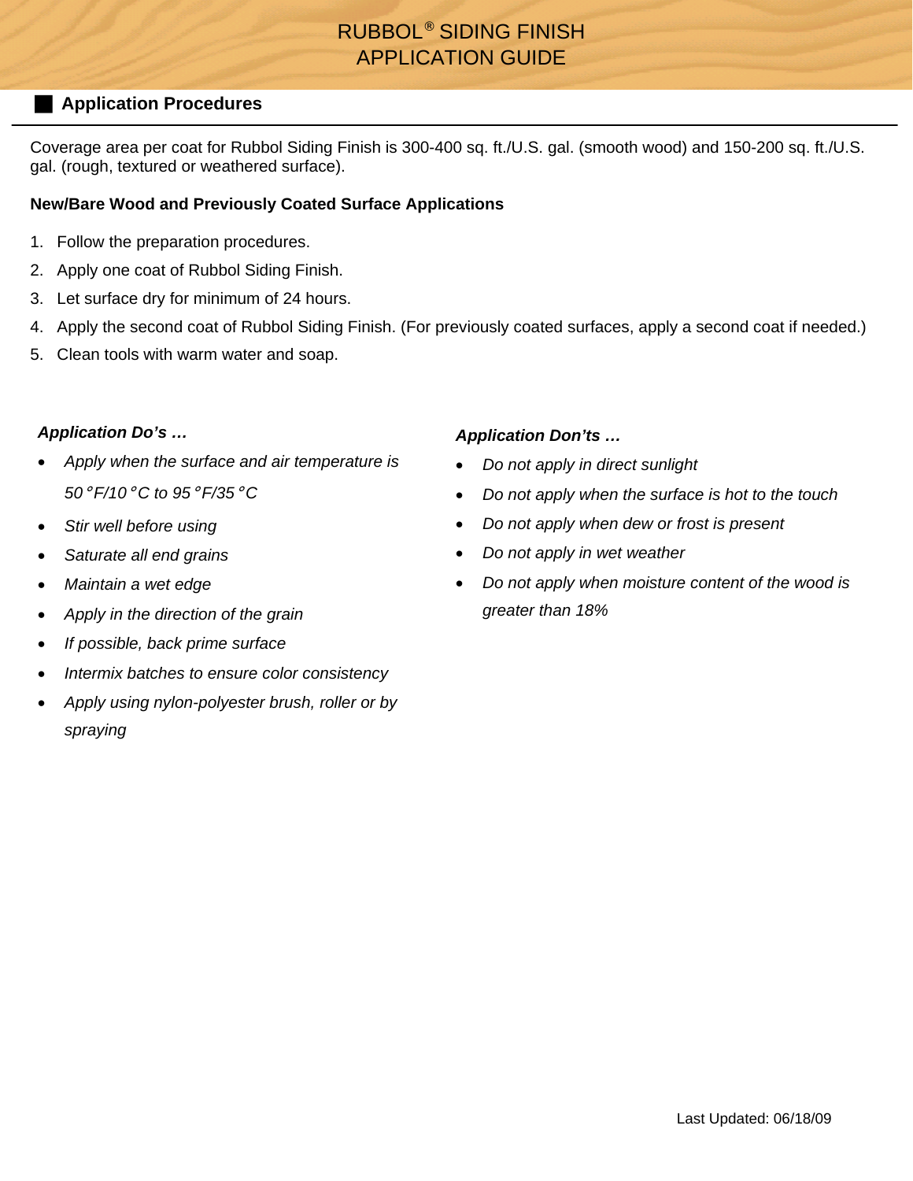## Application Procedures

Coverage area per coat for Rubbol Siding Finish is 300-400 sq. ft./U.S. gal. (smooth wood) and 150-200 sq. ft./U.S. gal. (rough, textured or weathered surface).

**New/Bare Wood and Previously Coated Surface Applications**

1. Follow the preparation procedures.
2. Apply one coat of Rubbol Siding Finish.
3. Let surface dry for minimum of 24 hours.
4. Apply the second coat of Rubbol Siding Finish. (For previously coated surfaces, apply a second coat if needed.)
5. Clean tools with warm water and soap.

***Application Do's …***

- *Apply when the surface and air temperature is 50 °F/10 °C to 95 °F/35 °C*
- *Stir well before using*
- *Saturate all end grains*
- *Maintain a wet edge*
- *Apply in the direction of the grain*
- *If possible, back prime surface*
- *Intermix batches to ensure color consistency*
- *Apply using nylon-polyester brush, roller or by spraying*

***Application Don'ts …***

- *Do not apply in direct sunlight*
- *Do not apply when the surface is hot to the touch*
- *Do not apply when dew or frost is present*
- *Do not apply in wet weather*
- *Do not apply when moisture content of the wood is greater than 18%*

Last Updated: 06/18/09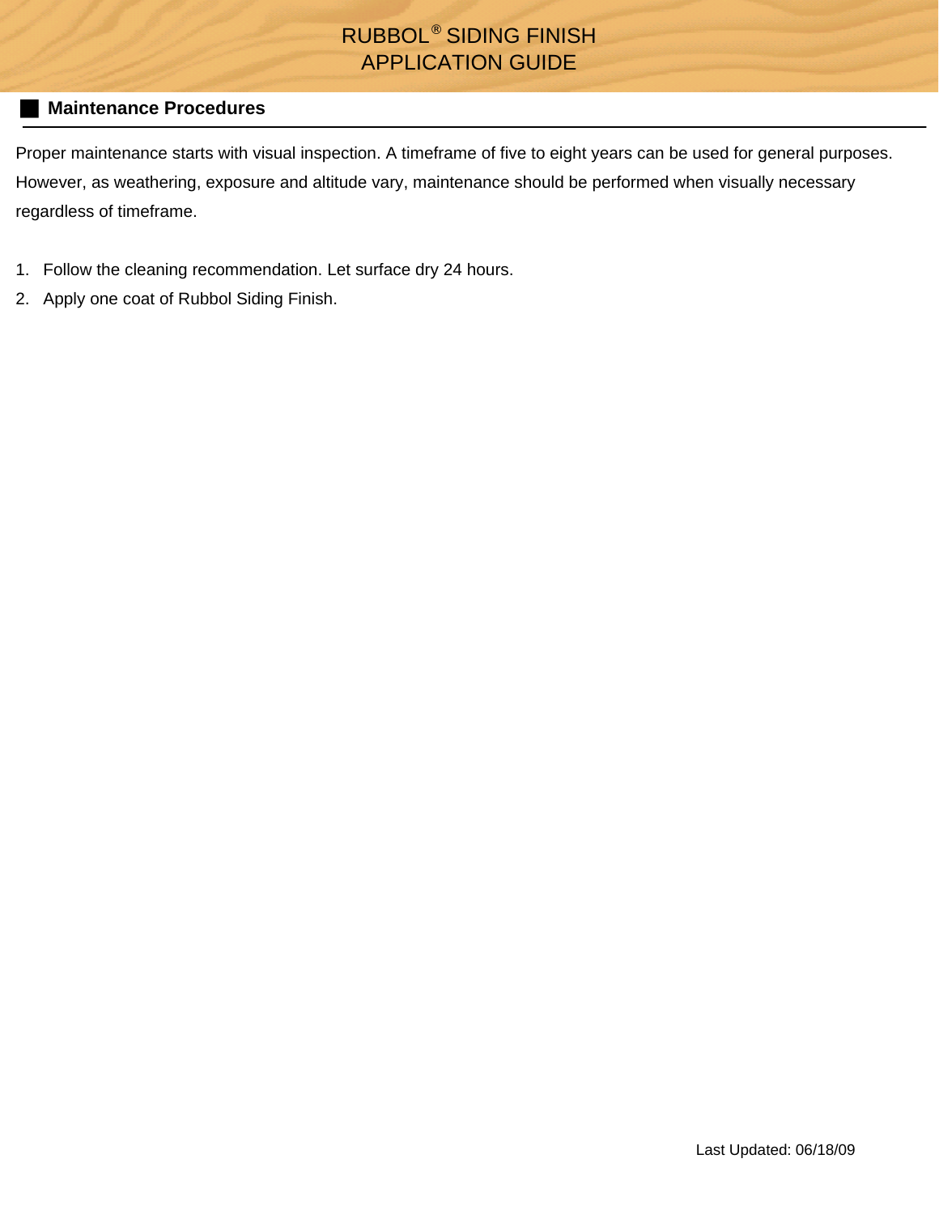## Maintenance Procedures

Proper maintenance starts with visual inspection. A timeframe of five to eight years can be used for general purposes. However, as weathering, exposure and altitude vary, maintenance should be performed when visually necessary regardless of timeframe.

1. Follow the cleaning recommendation. Let surface dry 24 hours.
2. Apply one coat of Rubbol Siding Finish.

Last Updated: 06/18/09